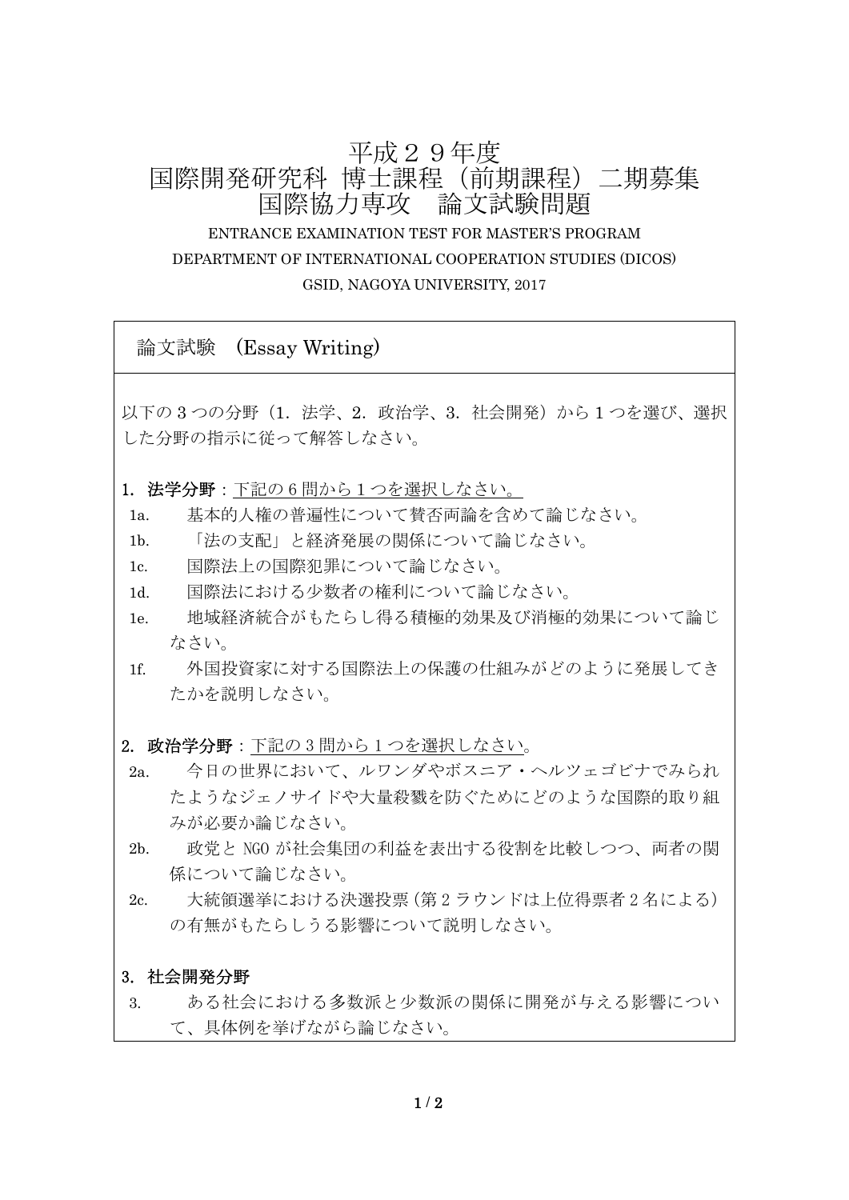# 平成２９年度
# 国際開発研究科 博士課程（前期課程）二期募集
# 国際協力専攻　論文試験問題

ENTRANCE EXAMINATION TEST FOR MASTER'S PROGRAM

DEPARTMENT OF INTERNATIONAL COOPERATION STUDIES (DICOS)

GSID, NAGOYA UNIVERSITY, 2017

## 論文試験　(Essay Writing)

以下の 3 つの分野（1．法学、2．政治学、3．社会開発）から 1 つを選び、選択した分野の指示に従って解答しなさい。

**1．法学分野**：下記の 6 問から 1 つを選択しなさい。

- 1a.　基本的人権の普遍性について賛否両論を含めて論じなさい。
- 1b.　「法の支配」と経済発展の関係について論じなさい。
- 1c.　国際法上の国際犯罪について論じなさい。
- 1d.　国際法における少数者の権利について論じなさい。
- 1e.　地域経済統合がもたらし得る積極的効果及び消極的効果について論じなさい。
- 1f.　外国投資家に対する国際法上の保護の仕組みがどのように発展してきたかを説明しなさい。

**2．政治学分野**：下記の 3 問から 1 つを選択しなさい。

- 2a.　今日の世界において、ルワンダやボスニア・ヘルツェゴビナでみられたようなジェノサイドや大量殺戮を防ぐためにどのような国際的取り組みが必要か論じなさい。
- 2b.　政党と NGO が社会集団の利益を表出する役割を比較しつつ、両者の関係について論じなさい。
- 2c.　大統領選挙における決選投票（第 2 ラウンドは上位得票者 2 名による）の有無がもたらしうる影響について説明しなさい。

**3．社会開発分野**

- 3.　ある社会における多数派と少数派の関係に開発が与える影響について、具体例を挙げながら論じなさい。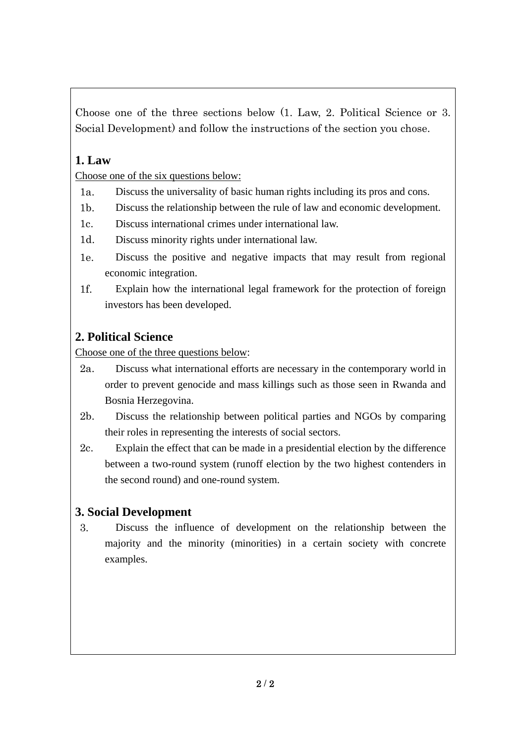Choose one of the three sections below (1. Law, 2. Political Science or 3. Social Development) and follow the instructions of the section you chose.

## 1. Law

<u>Choose one of the six questions below:</u>

1a. Discuss the universality of basic human rights including its pros and cons.

1b. Discuss the relationship between the rule of law and economic development.

1c. Discuss international crimes under international law.

1d. Discuss minority rights under international law.

1e. Discuss the positive and negative impacts that may result from regional economic integration.

1f. Explain how the international legal framework for the protection of foreign investors has been developed.

## 2. Political Science

<u>Choose one of the three questions below</u>:

2a. Discuss what international efforts are necessary in the contemporary world in order to prevent genocide and mass killings such as those seen in Rwanda and Bosnia Herzegovina.

2b. Discuss the relationship between political parties and NGOs by comparing their roles in representing the interests of social sectors.

2c. Explain the effect that can be made in a presidential election by the difference between a two-round system (runoff election by the two highest contenders in the second round) and one-round system.

## 3. Social Development

3. Discuss the influence of development on the relationship between the majority and the minority (minorities) in a certain society with concrete examples.